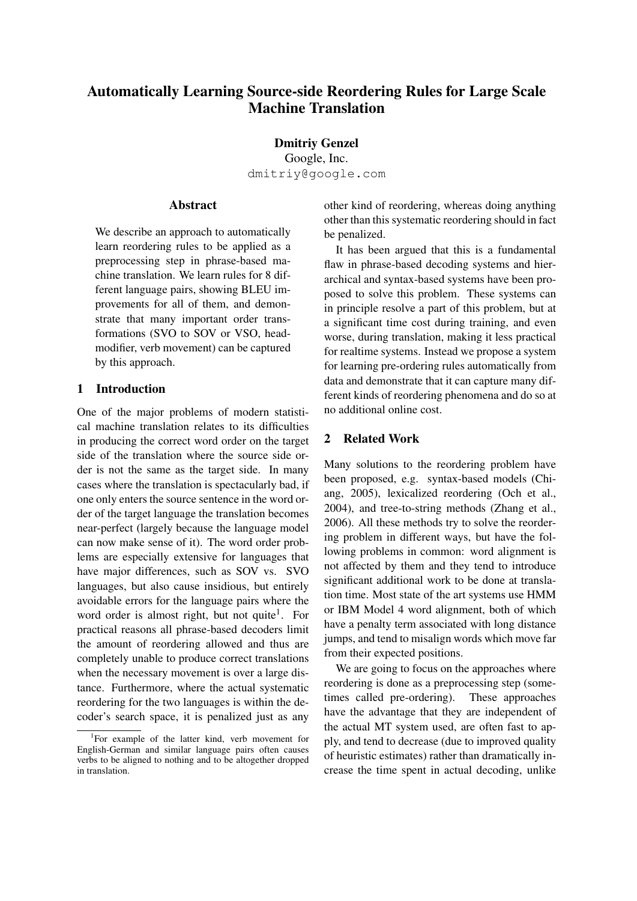# Automatically Learning Source-side Reordering Rules for Large Scale Machine Translation

**Dmitriy Genzel**
Google, Inc.
dmitriy@google.com

## Abstract

We describe an approach to automatically learn reordering rules to be applied as a preprocessing step in phrase-based machine translation. We learn rules for 8 different language pairs, showing BLEU improvements for all of them, and demonstrate that many important order transformations (SVO to SOV or VSO, head-modifier, verb movement) can be captured by this approach.

## 1 Introduction

One of the major problems of modern statistical machine translation relates to its difficulties in producing the correct word order on the target side of the translation where the source side order is not the same as the target side. In many cases where the translation is spectacularly bad, if one only enters the source sentence in the word order of the target language the translation becomes near-perfect (largely because the language model can now make sense of it). The word order problems are especially extensive for languages that have major differences, such as SOV vs. SVO languages, but also cause insidious, but entirely avoidable errors for the language pairs where the word order is almost right, but not quite[1]. For practical reasons all phrase-based decoders limit the amount of reordering allowed and thus are completely unable to produce correct translations when the necessary movement is over a large distance. Furthermore, where the actual systematic reordering for the two languages is within the decoder's search space, it is penalized just as any other kind of reordering, whereas doing anything other than this systematic reordering should in fact be penalized.

It has been argued that this is a fundamental flaw in phrase-based decoding systems and hierarchical and syntax-based systems have been proposed to solve this problem. These systems can in principle resolve a part of this problem, but at a significant time cost during training, and even worse, during translation, making it less practical for realtime systems. Instead we propose a system for learning pre-ordering rules automatically from data and demonstrate that it can capture many different kinds of reordering phenomena and do so at no additional online cost.

## 2 Related Work

Many solutions to the reordering problem have been proposed, e.g. syntax-based models (Chiang, 2005), lexicalized reordering (Och et al., 2004), and tree-to-string methods (Zhang et al., 2006). All these methods try to solve the reordering problem in different ways, but have the following problems in common: word alignment is not affected by them and they tend to introduce significant additional work to be done at translation time. Most state of the art systems use HMM or IBM Model 4 word alignment, both of which have a penalty term associated with long distance jumps, and tend to misalign words which move far from their expected positions.

We are going to focus on the approaches where reordering is done as a preprocessing step (sometimes called pre-ordering). These approaches have the advantage that they are independent of the actual MT system used, are often fast to apply, and tend to decrease (due to improved quality of heuristic estimates) rather than dramatically increase the time spent in actual decoding, unlike

[1] For example of the latter kind, verb movement for English-German and similar language pairs often causes verbs to be aligned to nothing and to be altogether dropped in translation.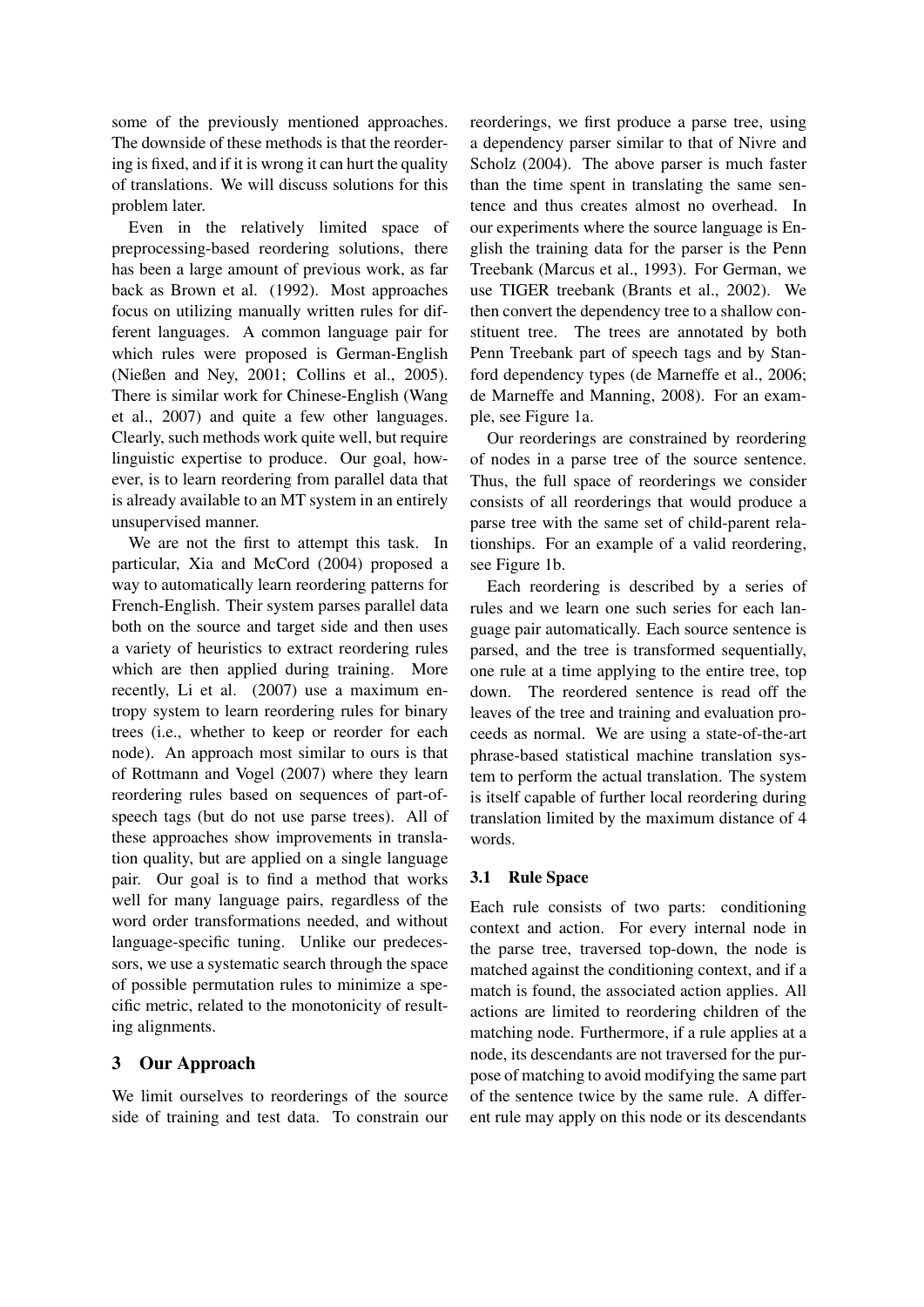some of the previously mentioned approaches. The downside of these methods is that the reordering is fixed, and if it is wrong it can hurt the quality of translations. We will discuss solutions for this problem later.

Even in the relatively limited space of preprocessing-based reordering solutions, there has been a large amount of previous work, as far back as Brown et al. (1992). Most approaches focus on utilizing manually written rules for different languages. A common language pair for which rules were proposed is German-English (Nießen and Ney, 2001; Collins et al., 2005). There is similar work for Chinese-English (Wang et al., 2007) and quite a few other languages. Clearly, such methods work quite well, but require linguistic expertise to produce. Our goal, however, is to learn reordering from parallel data that is already available to an MT system in an entirely unsupervised manner.

We are not the first to attempt this task. In particular, Xia and McCord (2004) proposed a way to automatically learn reordering patterns for French-English. Their system parses parallel data both on the source and target side and then uses a variety of heuristics to extract reordering rules which are then applied during training. More recently, Li et al. (2007) use a maximum entropy system to learn reordering rules for binary trees (i.e., whether to keep or reorder for each node). An approach most similar to ours is that of Rottmann and Vogel (2007) where they learn reordering rules based on sequences of part-of-speech tags (but do not use parse trees). All of these approaches show improvements in translation quality, but are applied on a single language pair. Our goal is to find a method that works well for many language pairs, regardless of the word order transformations needed, and without language-specific tuning. Unlike our predecessors, we use a systematic search through the space of possible permutation rules to minimize a specific metric, related to the monotonicity of resulting alignments.

## 3 Our Approach

We limit ourselves to reorderings of the source side of training and test data. To constrain our reorderings, we first produce a parse tree, using a dependency parser similar to that of Nivre and Scholz (2004). The above parser is much faster than the time spent in translating the same sentence and thus creates almost no overhead. In our experiments where the source language is English the training data for the parser is the Penn Treebank (Marcus et al., 1993). For German, we use TIGER treebank (Brants et al., 2002). We then convert the dependency tree to a shallow constituent tree. The trees are annotated by both Penn Treebank part of speech tags and by Stanford dependency types (de Marneffe et al., 2006; de Marneffe and Manning, 2008). For an example, see Figure 1a.

Our reorderings are constrained by reordering of nodes in a parse tree of the source sentence. Thus, the full space of reorderings we consider consists of all reorderings that would produce a parse tree with the same set of child-parent relationships. For an example of a valid reordering, see Figure 1b.

Each reordering is described by a series of rules and we learn one such series for each language pair automatically. Each source sentence is parsed, and the tree is transformed sequentially, one rule at a time applying to the entire tree, top down. The reordered sentence is read off the leaves of the tree and training and evaluation proceeds as normal. We are using a state-of-the-art phrase-based statistical machine translation system to perform the actual translation. The system is itself capable of further local reordering during translation limited by the maximum distance of 4 words.

### 3.1 Rule Space

Each rule consists of two parts: conditioning context and action. For every internal node in the parse tree, traversed top-down, the node is matched against the conditioning context, and if a match is found, the associated action applies. All actions are limited to reordering children of the matching node. Furthermore, if a rule applies at a node, its descendants are not traversed for the purpose of matching to avoid modifying the same part of the sentence twice by the same rule. A different rule may apply on this node or its descendants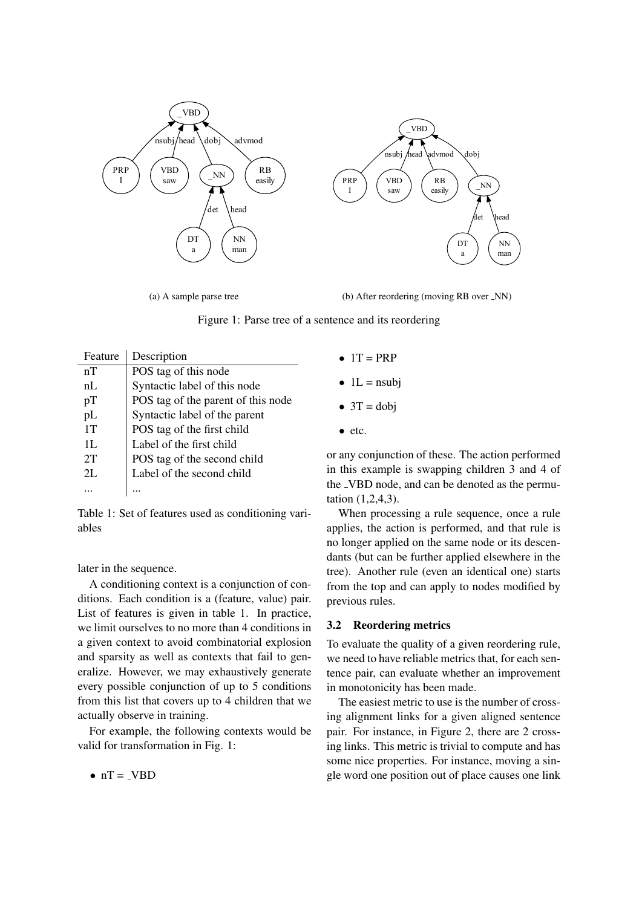(a) A sample parse tree

(b) After reordering (moving RB over _NN)

Figure 1: Parse tree of a sentence and its reordering

| Feature | Description |
|---|---|
| nT | POS tag of this node |
| nL | Syntactic label of this node |
| pT | POS tag of the parent of this node |
| pL | Syntactic label of the parent |
| 1T | POS tag of the first child |
| 1L | Label of the first child |
| 2T | POS tag of the second child |
| 2L | Label of the second child |
| ... | ... |

Table 1: Set of features used as conditioning variables

later in the sequence.

A conditioning context is a conjunction of conditions. Each condition is a (feature, value) pair. List of features is given in table 1. In practice, we limit ourselves to no more than 4 conditions in a given context to avoid combinatorial explosion and sparsity as well as contexts that fail to generalize. However, we may exhaustively generate every possible conjunction of up to 5 conditions from this list that covers up to 4 children that we actually observe in training.

For example, the following contexts would be valid for transformation in Fig. 1:

- nT = _VBD
- 1T = PRP
- 1L = nsubj
- 3T = dobj
- etc.

or any conjunction of these. The action performed in this example is swapping children 3 and 4 of the _VBD node, and can be denoted as the permutation (1,2,4,3).

When processing a rule sequence, once a rule applies, the action is performed, and that rule is no longer applied on the same node or its descendants (but can be further applied elsewhere in the tree). Another rule (even an identical one) starts from the top and can apply to nodes modified by previous rules.

### 3.2 Reordering metrics

To evaluate the quality of a given reordering rule, we need to have reliable metrics that, for each sentence pair, can evaluate whether an improvement in monotonicity has been made.

The easiest metric to use is the number of crossing alignment links for a given aligned sentence pair. For instance, in Figure 2, there are 2 crossing links. This metric is trivial to compute and has some nice properties. For instance, moving a single word one position out of place causes one link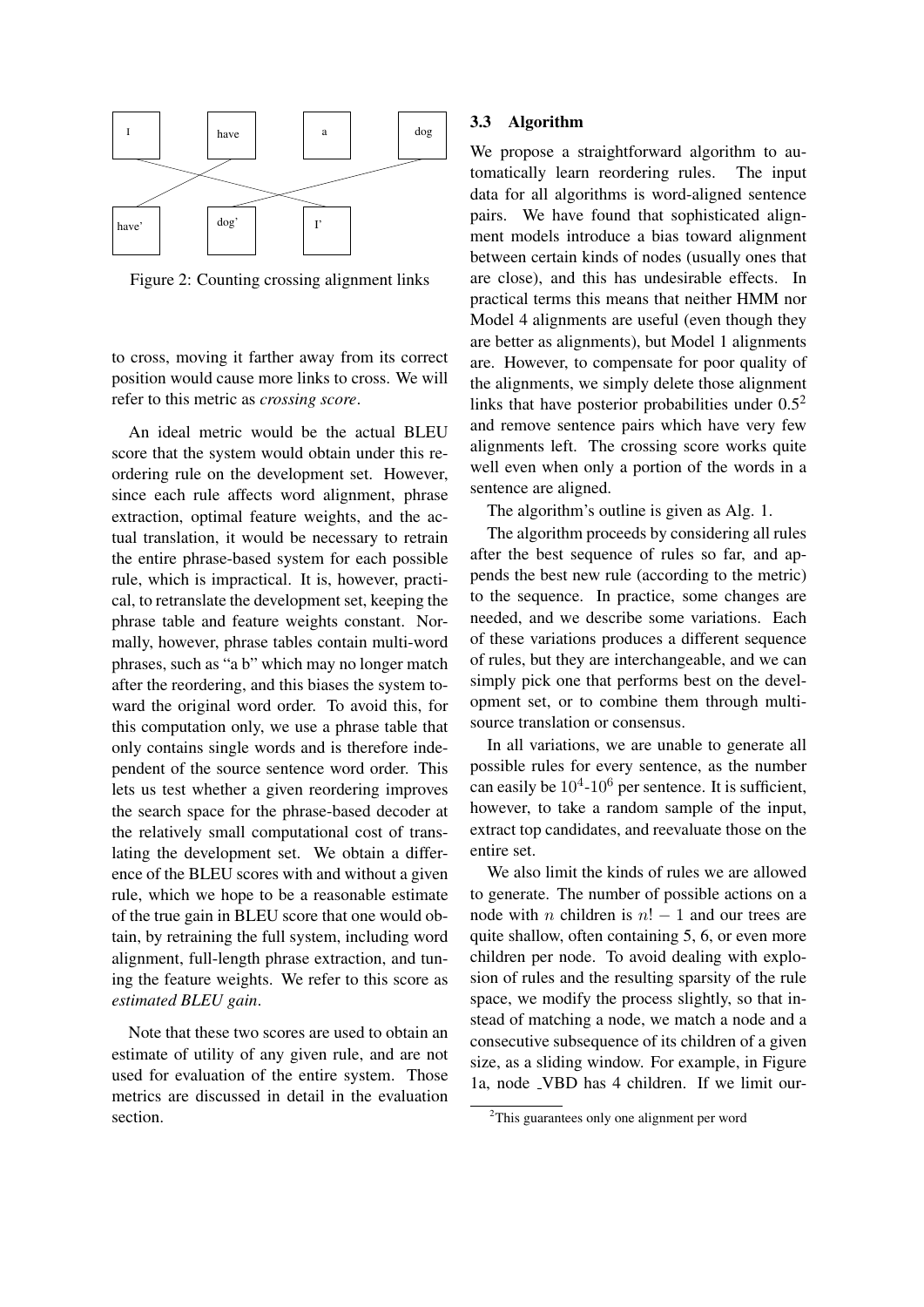Figure 2: Counting crossing alignment links

to cross, moving it farther away from its correct position would cause more links to cross. We will refer to this metric as *crossing score*.

An ideal metric would be the actual BLEU score that the system would obtain under this reordering rule on the development set. However, since each rule affects word alignment, phrase extraction, optimal feature weights, and the actual translation, it would be necessary to retrain the entire phrase-based system for each possible rule, which is impractical. It is, however, practical, to retranslate the development set, keeping the phrase table and feature weights constant. Normally, however, phrase tables contain multi-word phrases, such as "a b" which may no longer match after the reordering, and this biases the system toward the original word order. To avoid this, for this computation only, we use a phrase table that only contains single words and is therefore independent of the source sentence word order. This lets us test whether a given reordering improves the search space for the phrase-based decoder at the relatively small computational cost of translating the development set. We obtain a difference of the BLEU scores with and without a given rule, which we hope to be a reasonable estimate of the true gain in BLEU score that one would obtain, by retraining the full system, including word alignment, full-length phrase extraction, and tuning the feature weights. We refer to this score as *estimated BLEU gain*.

Note that these two scores are used to obtain an estimate of utility of any given rule, and are not used for evaluation of the entire system. Those metrics are discussed in detail in the evaluation section.

### 3.3 Algorithm

We propose a straightforward algorithm to automatically learn reordering rules. The input data for all algorithms is word-aligned sentence pairs. We have found that sophisticated alignment models introduce a bias toward alignment between certain kinds of nodes (usually ones that are close), and this has undesirable effects. In practical terms this means that neither HMM nor Model 4 alignments are useful (even though they are better as alignments), but Model 1 alignments are. However, to compensate for poor quality of the alignments, we simply delete those alignment links that have posterior probabilities under 0.5[2] and remove sentence pairs which have very few alignments left. The crossing score works quite well even when only a portion of the words in a sentence are aligned.

The algorithm's outline is given as Alg. 1.

The algorithm proceeds by considering all rules after the best sequence of rules so far, and appends the best new rule (according to the metric) to the sequence. In practice, some changes are needed, and we describe some variations. Each of these variations produces a different sequence of rules, but they are interchangeable, and we can simply pick one that performs best on the development set, or to combine them through multi-source translation or consensus.

In all variations, we are unable to generate all possible rules for every sentence, as the number can easily be $10^4$-$10^6$ per sentence. It is sufficient, however, to take a random sample of the input, extract top candidates, and reevaluate those on the entire set.

We also limit the kinds of rules we are allowed to generate. The number of possible actions on a node with $n$ children is $n! - 1$ and our trees are quite shallow, often containing 5, 6, or even more children per node. To avoid dealing with explosion of rules and the resulting sparsity of the rule space, we modify the process slightly, so that instead of matching a node, we match a node and a consecutive subsequence of its children of a given size, as a sliding window. For example, in Figure 1a, node _VBD has 4 children. If we limit our-

[2] This guarantees only one alignment per word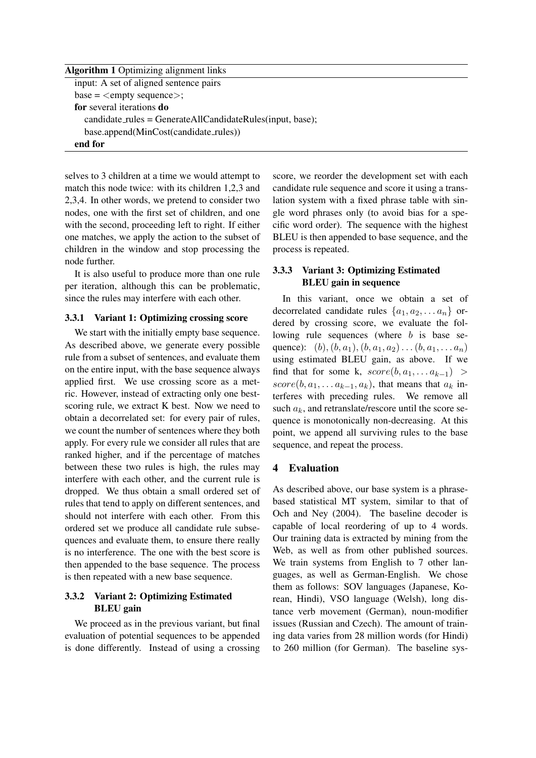**Algorithm 1** Optimizing alignment links

```
input: A set of aligned sentence pairs
base = <empty sequence>;
for several iterations do
    candidate_rules = GenerateAllCandidateRules(input, base);
    base.append(MinCost(candidate_rules))
end for
```

selves to 3 children at a time we would attempt to match this node twice: with its children 1,2,3 and 2,3,4. In other words, we pretend to consider two nodes, one with the first set of children, and one with the second, proceeding left to right. If either one matches, we apply the action to the subset of children in the window and stop processing the node further.

It is also useful to produce more than one rule per iteration, although this can be problematic, since the rules may interfere with each other.

#### 3.3.1 Variant 1: Optimizing crossing score

We start with the initially empty base sequence. As described above, we generate every possible rule from a subset of sentences, and evaluate them on the entire input, with the base sequence always applied first. We use crossing score as a metric. However, instead of extracting only one best-scoring rule, we extract K best. Now we need to obtain a decorrelated set: for every pair of rules, we count the number of sentences where they both apply. For every rule we consider all rules that are ranked higher, and if the percentage of matches between these two rules is high, the rules may interfere with each other, and the current rule is dropped. We thus obtain a small ordered set of rules that tend to apply on different sentences, and should not interfere with each other. From this ordered set we produce all candidate rule subsequences and evaluate them, to ensure there really is no interference. The one with the best score is then appended to the base sequence. The process is then repeated with a new base sequence.

#### 3.3.2 Variant 2: Optimizing Estimated BLEU gain

We proceed as in the previous variant, but final evaluation of potential sequences to be appended is done differently. Instead of using a crossing score, we reorder the development set with each candidate rule sequence and score it using a translation system with a fixed phrase table with single word phrases only (to avoid bias for a specific word order). The sequence with the highest BLEU is then appended to base sequence, and the process is repeated.

#### 3.3.3 Variant 3: Optimizing Estimated BLEU gain in sequence

In this variant, once we obtain a set of decorrelated candidate rules $\{a_1, a_2, \ldots a_n\}$ ordered by crossing score, we evaluate the following rule sequences (where $b$ is base sequence): $(b), (b, a_1), (b, a_1, a_2) \ldots (b, a_1, \ldots a_n)$ using estimated BLEU gain, as above. If we find that for some k, $score(b, a_1, \ldots a_{k-1}) > score(b, a_1, \ldots a_{k-1}, a_k)$, that means that $a_k$ interferes with preceding rules. We remove all such $a_k$, and retranslate/rescore until the score sequence is monotonically non-decreasing. At this point, we append all surviving rules to the base sequence, and repeat the process.

## 4 Evaluation

As described above, our base system is a phrase-based statistical MT system, similar to that of Och and Ney (2004). The baseline decoder is capable of local reordering of up to 4 words. Our training data is extracted by mining from the Web, as well as from other published sources. We train systems from English to 7 other languages, as well as German-English. We chose them as follows: SOV languages (Japanese, Korean, Hindi), VSO language (Welsh), long distance verb movement (German), noun-modifier issues (Russian and Czech). The amount of training data varies from 28 million words (for Hindi) to 260 million (for German). The baseline sys-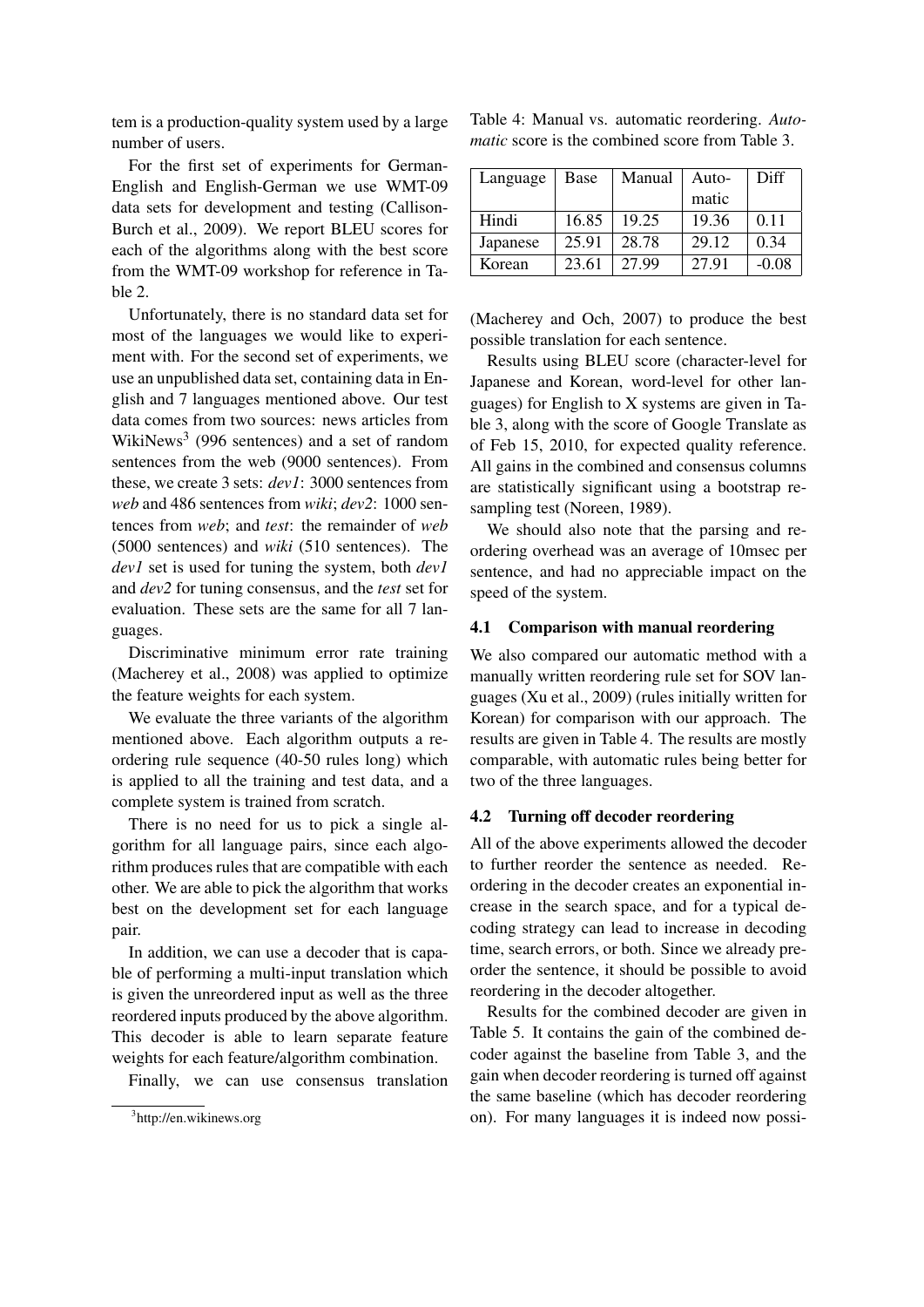tem is a production-quality system used by a large number of users.

For the first set of experiments for German-English and English-German we use WMT-09 data sets for development and testing (Callison-Burch et al., 2009). We report BLEU scores for each of the algorithms along with the best score from the WMT-09 workshop for reference in Table 2.

Unfortunately, there is no standard data set for most of the languages we would like to experiment with. For the second set of experiments, we use an unpublished data set, containing data in English and 7 languages mentioned above. Our test data comes from two sources: news articles from WikiNews[3] (996 sentences) and a set of random sentences from the web (9000 sentences). From these, we create 3 sets: *dev1*: 3000 sentences from *web* and 486 sentences from *wiki*; *dev2*: 1000 sentences from *web*; and *test*: the remainder of *web* (5000 sentences) and *wiki* (510 sentences). The *dev1* set is used for tuning the system, both *dev1* and *dev2* for tuning consensus, and the *test* set for evaluation. These sets are the same for all 7 languages.

Discriminative minimum error rate training (Macherey et al., 2008) was applied to optimize the feature weights for each system.

We evaluate the three variants of the algorithm mentioned above. Each algorithm outputs a reordering rule sequence (40-50 rules long) which is applied to all the training and test data, and a complete system is trained from scratch.

There is no need for us to pick a single algorithm for all language pairs, since each algorithm produces rules that are compatible with each other. We are able to pick the algorithm that works best on the development set for each language pair.

In addition, we can use a decoder that is capable of performing a multi-input translation which is given the unreordered input as well as the three reordered inputs produced by the above algorithm. This decoder is able to learn separate feature weights for each feature/algorithm combination.

Finally, we can use consensus translation (Macherey and Och, 2007) to produce the best possible translation for each sentence.

[3] http://en.wikinews.org

Table 4: Manual vs. automatic reordering. *Automatic* score is the combined score from Table 3.

| Language | Base | Manual | Automatic | Diff |
|---|---|---|---|---|
| Hindi | 16.85 | 19.25 | 19.36 | 0.11 |
| Japanese | 25.91 | 28.78 | 29.12 | 0.34 |
| Korean | 23.61 | 27.99 | 27.91 | -0.08 |

Results using BLEU score (character-level for Japanese and Korean, word-level for other languages) for English to X systems are given in Table 3, along with the score of Google Translate as of Feb 15, 2010, for expected quality reference. All gains in the combined and consensus columns are statistically significant using a bootstrap resampling test (Noreen, 1989).

We should also note that the parsing and reordering overhead was an average of 10msec per sentence, and had no appreciable impact on the speed of the system.

### 4.1 Comparison with manual reordering

We also compared our automatic method with a manually written reordering rule set for SOV languages (Xu et al., 2009) (rules initially written for Korean) for comparison with our approach. The results are given in Table 4. The results are mostly comparable, with automatic rules being better for two of the three languages.

### 4.2 Turning off decoder reordering

All of the above experiments allowed the decoder to further reorder the sentence as needed. Reordering in the decoder creates an exponential increase in the search space, and for a typical decoding strategy can lead to increase in decoding time, search errors, or both. Since we already preorder the sentence, it should be possible to avoid reordering in the decoder altogether.

Results for the combined decoder are given in Table 5. It contains the gain of the combined decoder against the baseline from Table 3, and the gain when decoder reordering is turned off against the same baseline (which has decoder reordering on). For many languages it is indeed now possi-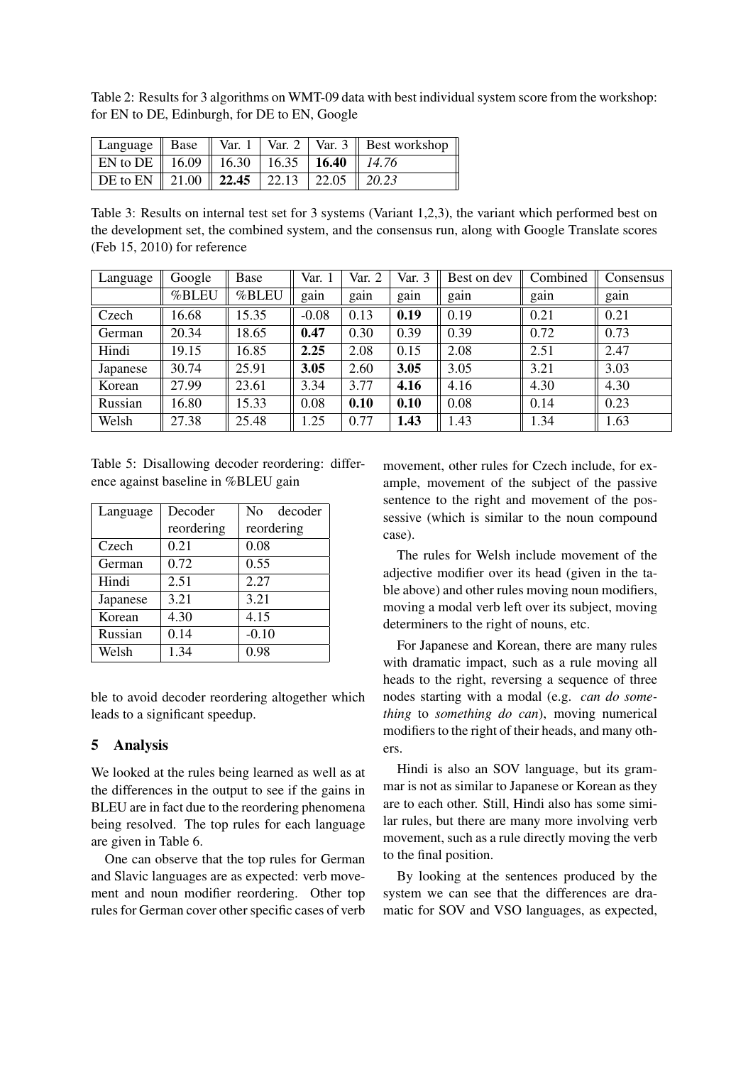Table 2: Results for 3 algorithms on WMT-09 data with best individual system score from the workshop: for EN to DE, Edinburgh, for DE to EN, Google

| Language | Base | Var. 1 | Var. 2 | Var. 3 | Best workshop |
|---|---|---|---|---|---|
| EN to DE | 16.09 | 16.30 | 16.35 | **16.40** | *14.76* |
| DE to EN | 21.00 | **22.45** | 22.13 | 22.05 | *20.23* |

Table 3: Results on internal test set for 3 systems (Variant 1,2,3), the variant which performed best on the development set, the combined system, and the consensus run, along with Google Translate scores (Feb 15, 2010) for reference

| Language | Google | Base | Var. 1 | Var. 2 | Var. 3 | Best on dev | Combined | Consensus |
|---|---|---|---|---|---|---|---|---|
| | %BLEU | %BLEU | gain | gain | gain | gain | gain | gain |
| Czech | 16.68 | 15.35 | -0.08 | 0.13 | **0.19** | 0.19 | 0.21 | 0.21 |
| German | 20.34 | 18.65 | **0.47** | 0.30 | 0.39 | 0.39 | 0.72 | 0.73 |
| Hindi | 19.15 | 16.85 | **2.25** | 2.08 | 0.15 | 2.08 | 2.51 | 2.47 |
| Japanese | 30.74 | 25.91 | **3.05** | 2.60 | **3.05** | 3.05 | 3.21 | 3.03 |
| Korean | 27.99 | 23.61 | 3.34 | 3.77 | **4.16** | 4.16 | 4.30 | 4.30 |
| Russian | 16.80 | 15.33 | 0.08 | **0.10** | **0.10** | 0.08 | 0.14 | 0.23 |
| Welsh | 27.38 | 25.48 | 1.25 | 0.77 | **1.43** | 1.43 | 1.34 | 1.63 |

Table 5: Disallowing decoder reordering: difference against baseline in %BLEU gain

| Language | Decoder reordering | No decoder reordering |
|---|---|---|
| Czech | 0.21 | 0.08 |
| German | 0.72 | 0.55 |
| Hindi | 2.51 | 2.27 |
| Japanese | 3.21 | 3.21 |
| Korean | 4.30 | 4.15 |
| Russian | 0.14 | -0.10 |
| Welsh | 1.34 | 0.98 |

ble to avoid decoder reordering altogether which leads to a significant speedup.

## 5 Analysis

We looked at the rules being learned as well as at the differences in the output to see if the gains in BLEU are in fact due to the reordering phenomena being resolved. The top rules for each language are given in Table 6.

One can observe that the top rules for German and Slavic languages are as expected: verb movement and noun modifier reordering. Other top rules for German cover other specific cases of verb movement, other rules for Czech include, for example, movement of the subject of the passive sentence to the right and movement of the possessive (which is similar to the noun compound case).

The rules for Welsh include movement of the adjective modifier over its head (given in the table above) and other rules moving noun modifiers, moving a modal verb left over its subject, moving determiners to the right of nouns, etc.

For Japanese and Korean, there are many rules with dramatic impact, such as a rule moving all heads to the right, reversing a sequence of three nodes starting with a modal (e.g. *can do something* to *something do can*), moving numerical modifiers to the right of their heads, and many others.

Hindi is also an SOV language, but its grammar is not as similar to Japanese or Korean as they are to each other. Still, Hindi also has some similar rules, but there are many more involving verb movement, such as a rule directly moving the verb to the final position.

By looking at the sentences produced by the system we can see that the differences are dramatic for SOV and VSO languages, as expected,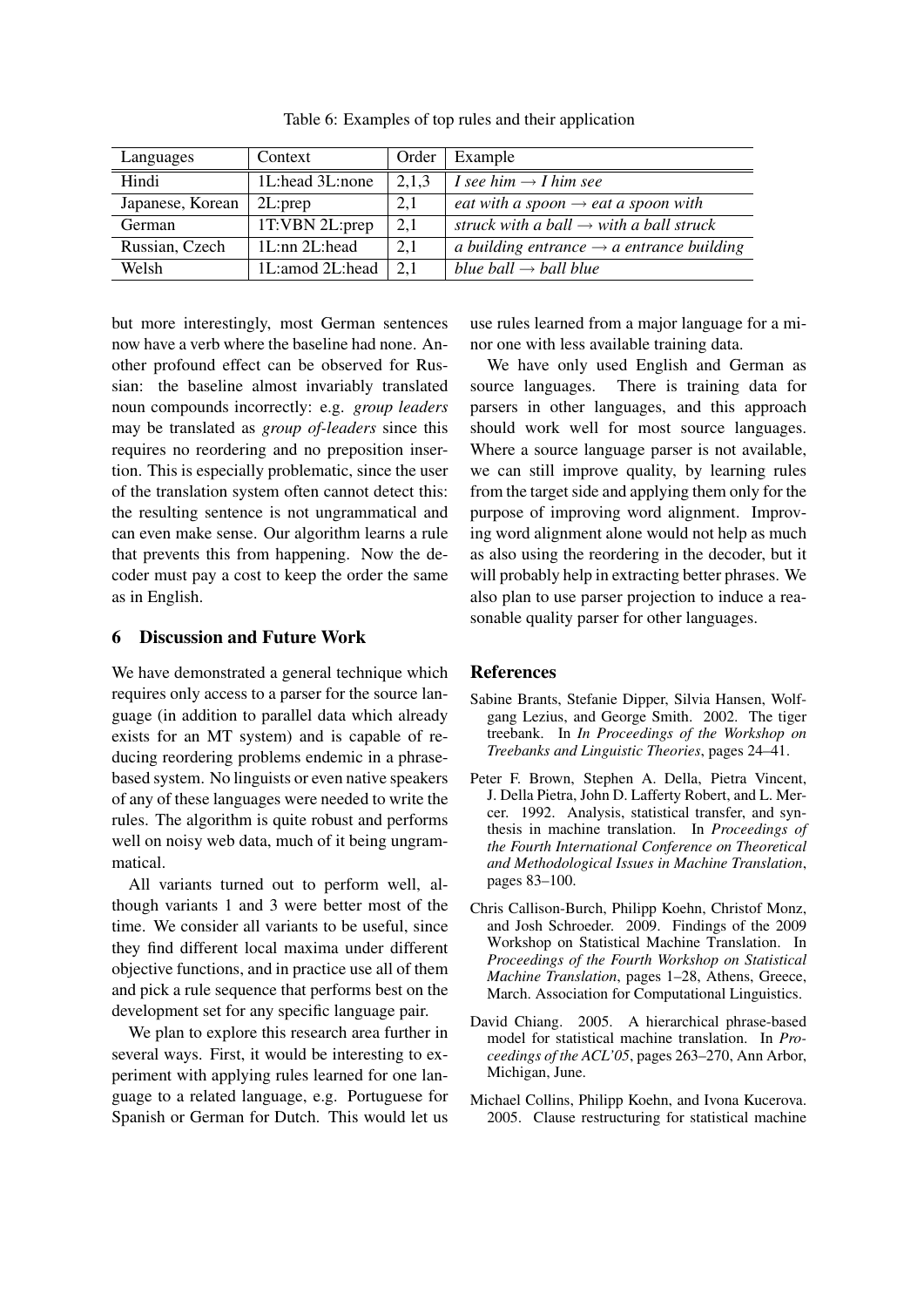Table 6: Examples of top rules and their application

| Languages | Context | Order | Example |
|---|---|---|---|
| Hindi | 1L:head 3L:none | 2,1,3 | *I see him* → *I him see* |
| Japanese, Korean | 2L:prep | 2,1 | *eat with a spoon* → *eat a spoon with* |
| German | 1T:VBN 2L:prep | 2,1 | *struck with a ball* → *with a ball struck* |
| Russian, Czech | 1L:nn 2L:head | 2,1 | *a building entrance* → *a entrance building* |
| Welsh | 1L:amod 2L:head | 2,1 | *blue ball* → *ball blue* |

but more interestingly, most German sentences now have a verb where the baseline had none. Another profound effect can be observed for Russian: the baseline almost invariably translated noun compounds incorrectly: e.g. *group leaders* may be translated as *group of-leaders* since this requires no reordering and no preposition insertion. This is especially problematic, since the user of the translation system often cannot detect this: the resulting sentence is not ungrammatical and can even make sense. Our algorithm learns a rule that prevents this from happening. Now the decoder must pay a cost to keep the order the same as in English.

## 6 Discussion and Future Work

We have demonstrated a general technique which requires only access to a parser for the source language (in addition to parallel data which already exists for an MT system) and is capable of reducing reordering problems endemic in a phrase-based system. No linguists or even native speakers of any of these languages were needed to write the rules. The algorithm is quite robust and performs well on noisy web data, much of it being ungrammatical.

All variants turned out to perform well, although variants 1 and 3 were better most of the time. We consider all variants to be useful, since they find different local maxima under different objective functions, and in practice use all of them and pick a rule sequence that performs best on the development set for any specific language pair.

We plan to explore this research area further in several ways. First, it would be interesting to experiment with applying rules learned for one language to a related language, e.g. Portuguese for Spanish or German for Dutch. This would let us use rules learned from a major language for a minor one with less available training data.

We have only used English and German as source languages. There is training data for parsers in other languages, and this approach should work well for most source languages. Where a source language parser is not available, we can still improve quality, by learning rules from the target side and applying them only for the purpose of improving word alignment. Improving word alignment alone would not help as much as also using the reordering in the decoder, but it will probably help in extracting better phrases. We also plan to use parser projection to induce a reasonable quality parser for other languages.

## References

Sabine Brants, Stefanie Dipper, Silvia Hansen, Wolfgang Lezius, and George Smith. 2002. The tiger treebank. In *In Proceedings of the Workshop on Treebanks and Linguistic Theories*, pages 24–41.

Peter F. Brown, Stephen A. Della, Pietra Vincent, J. Della Pietra, John D. Lafferty Robert, and L. Mercer. 1992. Analysis, statistical transfer, and synthesis in machine translation. In *Proceedings of the Fourth International Conference on Theoretical and Methodological Issues in Machine Translation*, pages 83–100.

Chris Callison-Burch, Philipp Koehn, Christof Monz, and Josh Schroeder. 2009. Findings of the 2009 Workshop on Statistical Machine Translation. In *Proceedings of the Fourth Workshop on Statistical Machine Translation*, pages 1–28, Athens, Greece, March. Association for Computational Linguistics.

David Chiang. 2005. A hierarchical phrase-based model for statistical machine translation. In *Proceedings of the ACL'05*, pages 263–270, Ann Arbor, Michigan, June.

Michael Collins, Philipp Koehn, and Ivona Kucerova. 2005. Clause restructuring for statistical machine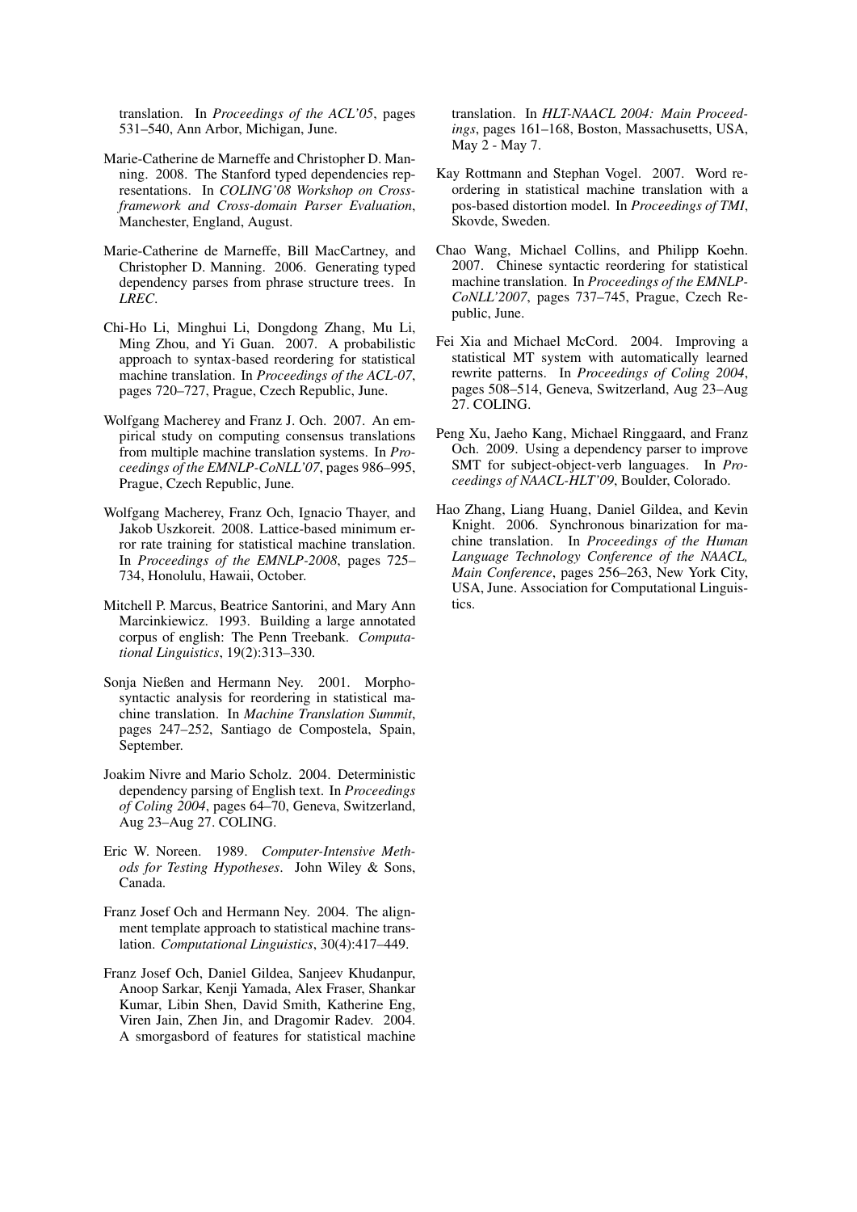translation. In *Proceedings of the ACL'05*, pages 531–540, Ann Arbor, Michigan, June.

Marie-Catherine de Marneffe and Christopher D. Manning. 2008. The Stanford typed dependencies representations. In *COLING'08 Workshop on Cross-framework and Cross-domain Parser Evaluation*, Manchester, England, August.

Marie-Catherine de Marneffe, Bill MacCartney, and Christopher D. Manning. 2006. Generating typed dependency parses from phrase structure trees. In *LREC*.

Chi-Ho Li, Minghui Li, Dongdong Zhang, Mu Li, Ming Zhou, and Yi Guan. 2007. A probabilistic approach to syntax-based reordering for statistical machine translation. In *Proceedings of the ACL-07*, pages 720–727, Prague, Czech Republic, June.

Wolfgang Macherey and Franz J. Och. 2007. An empirical study on computing consensus translations from multiple machine translation systems. In *Proceedings of the EMNLP-CoNLL'07*, pages 986–995, Prague, Czech Republic, June.

Wolfgang Macherey, Franz Och, Ignacio Thayer, and Jakob Uszkoreit. 2008. Lattice-based minimum error rate training for statistical machine translation. In *Proceedings of the EMNLP-2008*, pages 725–734, Honolulu, Hawaii, October.

Mitchell P. Marcus, Beatrice Santorini, and Mary Ann Marcinkiewicz. 1993. Building a large annotated corpus of english: The Penn Treebank. *Computational Linguistics*, 19(2):313–330.

Sonja Nießen and Hermann Ney. 2001. Morpho-syntactic analysis for reordering in statistical machine translation. In *Machine Translation Summit*, pages 247–252, Santiago de Compostela, Spain, September.

Joakim Nivre and Mario Scholz. 2004. Deterministic dependency parsing of English text. In *Proceedings of Coling 2004*, pages 64–70, Geneva, Switzerland, Aug 23–Aug 27. COLING.

Eric W. Noreen. 1989. *Computer-Intensive Methods for Testing Hypotheses*. John Wiley & Sons, Canada.

Franz Josef Och and Hermann Ney. 2004. The alignment template approach to statistical machine translation. *Computational Linguistics*, 30(4):417–449.

Franz Josef Och, Daniel Gildea, Sanjeev Khudanpur, Anoop Sarkar, Kenji Yamada, Alex Fraser, Shankar Kumar, Libin Shen, David Smith, Katherine Eng, Viren Jain, Zhen Jin, and Dragomir Radev. 2004. A smorgasbord of features for statistical machine translation. In *HLT-NAACL 2004: Main Proceedings*, pages 161–168, Boston, Massachusetts, USA, May 2 - May 7.

Kay Rottmann and Stephan Vogel. 2007. Word reordering in statistical machine translation with a pos-based distortion model. In *Proceedings of TMI*, Skovde, Sweden.

Chao Wang, Michael Collins, and Philipp Koehn. 2007. Chinese syntactic reordering for statistical machine translation. In *Proceedings of the EMNLP-CoNLL'2007*, pages 737–745, Prague, Czech Republic, June.

Fei Xia and Michael McCord. 2004. Improving a statistical MT system with automatically learned rewrite patterns. In *Proceedings of Coling 2004*, pages 508–514, Geneva, Switzerland, Aug 23–Aug 27. COLING.

Peng Xu, Jaeho Kang, Michael Ringgaard, and Franz Och. 2009. Using a dependency parser to improve SMT for subject-object-verb languages. In *Proceedings of NAACL-HLT'09*, Boulder, Colorado.

Hao Zhang, Liang Huang, Daniel Gildea, and Kevin Knight. 2006. Synchronous binarization for machine translation. In *Proceedings of the Human Language Technology Conference of the NAACL, Main Conference*, pages 256–263, New York City, USA, June. Association for Computational Linguistics.